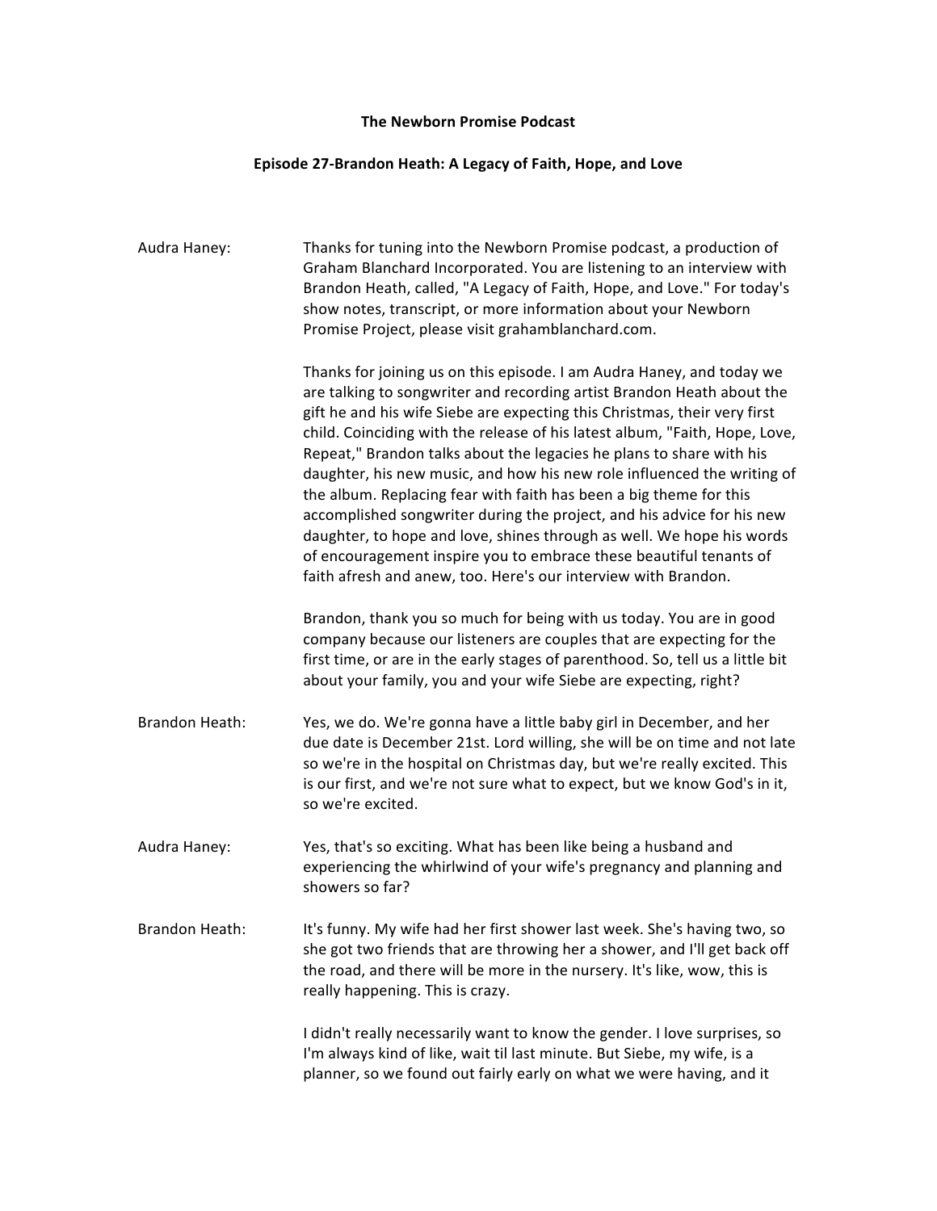**The Newborn Promise Podcast**

**Episode 27-Brandon Heath: A Legacy of Faith, Hope, and Love**

**Audra Haney:** Thanks for tuning into the Newborn Promise podcast, a production of Graham Blanchard Incorporated. You are listening to an interview with Brandon Heath, called, "A Legacy of Faith, Hope, and Love." For today's show notes, transcript, or more information about your Newborn Promise Project, please visit grahamblanchard.com.

Thanks for joining us on this episode. I am Audra Haney, and today we are talking to songwriter and recording artist Brandon Heath about the gift he and his wife Siebe are expecting this Christmas, their very first child. Coinciding with the release of his latest album, "Faith, Hope, Love, Repeat," Brandon talks about the legacies he plans to share with his daughter, his new music, and how his new role influenced the writing of the album. Replacing fear with faith has been a big theme for this accomplished songwriter during the project, and his advice for his new daughter, to hope and love, shines through as well. We hope his words of encouragement inspire you to embrace these beautiful tenants of faith afresh and anew, too. Here's our interview with Brandon.

Brandon, thank you so much for being with us today. You are in good company because our listeners are couples that are expecting for the first time, or are in the early stages of parenthood. So, tell us a little bit about your family, you and your wife Siebe are expecting, right?

**Brandon Heath:** Yes, we do. We're gonna have a little baby girl in December, and her due date is December 21st. Lord willing, she will be on time and not late so we're in the hospital on Christmas day, but we're really excited. This is our first, and we're not sure what to expect, but we know God's in it, so we're excited.

**Audra Haney:** Yes, that's so exciting. What has been like being a husband and experiencing the whirlwind of your wife's pregnancy and planning and showers so far?

**Brandon Heath:** It's funny. My wife had her first shower last week. She's having two, so she got two friends that are throwing her a shower, and I'll get back off the road, and there will be more in the nursery. It's like, wow, this is really happening. This is crazy.

I didn't really necessarily want to know the gender. I love surprises, so I'm always kind of like, wait til last minute. But Siebe, my wife, is a planner, so we found out fairly early on what we were having, and it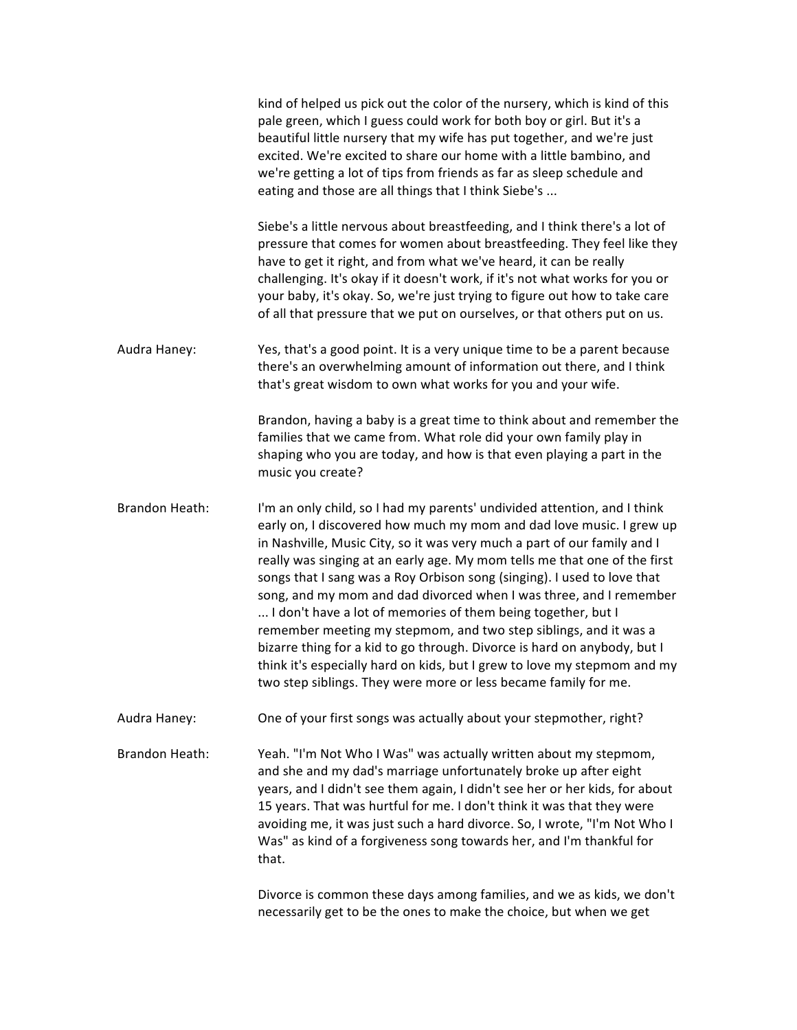kind of helped us pick out the color of the nursery, which is kind of this pale green, which I guess could work for both boy or girl. But it's a beautiful little nursery that my wife has put together, and we're just excited. We're excited to share our home with a little bambino, and we're getting a lot of tips from friends as far as sleep schedule and eating and those are all things that I think Siebe's ...

Siebe's a little nervous about breastfeeding, and I think there's a lot of pressure that comes for women about breastfeeding. They feel like they have to get it right, and from what we've heard, it can be really challenging. It's okay if it doesn't work, if it's not what works for you or your baby, it's okay. So, we're just trying to figure out how to take care of all that pressure that we put on ourselves, or that others put on us.

**Audra Haney:** Yes, that's a good point. It is a very unique time to be a parent because there's an overwhelming amount of information out there, and I think that's great wisdom to own what works for you and your wife.

Brandon, having a baby is a great time to think about and remember the families that we came from. What role did your own family play in shaping who you are today, and how is that even playing a part in the music you create?

**Brandon Heath:** I'm an only child, so I had my parents' undivided attention, and I think early on, I discovered how much my mom and dad love music. I grew up in Nashville, Music City, so it was very much a part of our family and I really was singing at an early age. My mom tells me that one of the first songs that I sang was a Roy Orbison song (singing). I used to love that song, and my mom and dad divorced when I was three, and I remember ... I don't have a lot of memories of them being together, but I remember meeting my stepmom, and two step siblings, and it was a bizarre thing for a kid to go through. Divorce is hard on anybody, but I think it's especially hard on kids, but I grew to love my stepmom and my two step siblings. They were more or less became family for me.

**Audra Haney:** One of your first songs was actually about your stepmother, right?

**Brandon Heath:** Yeah. "I'm Not Who I Was" was actually written about my stepmom, and she and my dad's marriage unfortunately broke up after eight years, and I didn't see them again, I didn't see her or her kids, for about 15 years. That was hurtful for me. I don't think it was that they were avoiding me, it was just such a hard divorce. So, I wrote, "I'm Not Who I Was" as kind of a forgiveness song towards her, and I'm thankful for that.

Divorce is common these days among families, and we as kids, we don't necessarily get to be the ones to make the choice, but when we get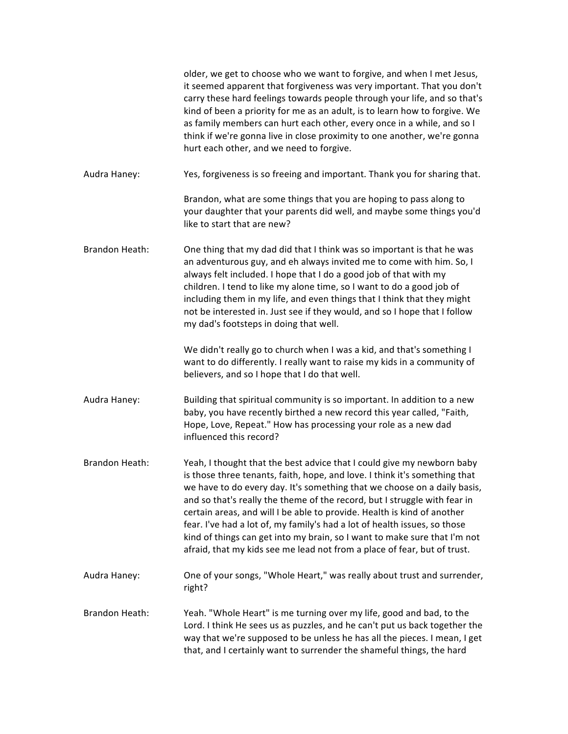older, we get to choose who we want to forgive, and when I met Jesus, it seemed apparent that forgiveness was very important. That you don't carry these hard feelings towards people through your life, and so that's kind of been a priority for me as an adult, is to learn how to forgive. We as family members can hurt each other, every once in a while, and so I think if we're gonna live in close proximity to one another, we're gonna hurt each other, and we need to forgive.

**Audra Haney:** Yes, forgiveness is so freeing and important. Thank you for sharing that.

Brandon, what are some things that you are hoping to pass along to your daughter that your parents did well, and maybe some things you'd like to start that are new?

**Brandon Heath:** One thing that my dad did that I think was so important is that he was an adventurous guy, and eh always invited me to come with him. So, I always felt included. I hope that I do a good job of that with my children. I tend to like my alone time, so I want to do a good job of including them in my life, and even things that I think that they might not be interested in. Just see if they would, and so I hope that I follow my dad's footsteps in doing that well.

We didn't really go to church when I was a kid, and that's something I want to do differently. I really want to raise my kids in a community of believers, and so I hope that I do that well.

**Audra Haney:** Building that spiritual community is so important. In addition to a new baby, you have recently birthed a new record this year called, "Faith, Hope, Love, Repeat." How has processing your role as a new dad influenced this record?

**Brandon Heath:** Yeah, I thought that the best advice that I could give my newborn baby is those three tenants, faith, hope, and love. I think it's something that we have to do every day. It's something that we choose on a daily basis, and so that's really the theme of the record, but I struggle with fear in certain areas, and will I be able to provide. Health is kind of another fear. I've had a lot of, my family's had a lot of health issues, so those kind of things can get into my brain, so I want to make sure that I'm not afraid, that my kids see me lead not from a place of fear, but of trust.

**Audra Haney:** One of your songs, "Whole Heart," was really about trust and surrender, right?

**Brandon Heath:** Yeah. "Whole Heart" is me turning over my life, good and bad, to the Lord. I think He sees us as puzzles, and he can't put us back together the way that we're supposed to be unless he has all the pieces. I mean, I get that, and I certainly want to surrender the shameful things, the hard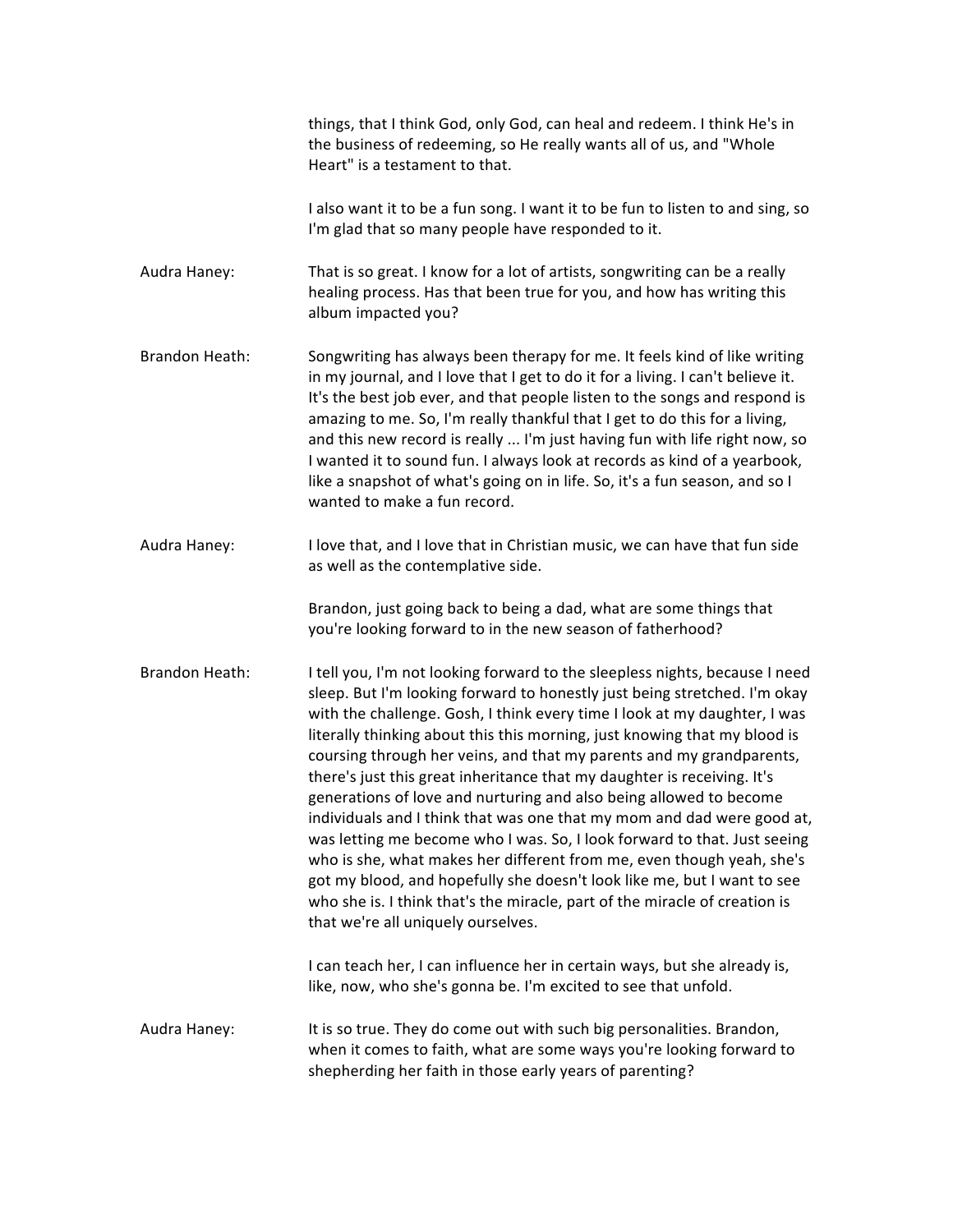things, that I think God, only God, can heal and redeem. I think He's in the business of redeeming, so He really wants all of us, and "Whole Heart" is a testament to that.

I also want it to be a fun song. I want it to be fun to listen to and sing, so I'm glad that so many people have responded to it.

**Audra Haney:** That is so great. I know for a lot of artists, songwriting can be a really healing process. Has that been true for you, and how has writing this album impacted you?

**Brandon Heath:** Songwriting has always been therapy for me. It feels kind of like writing in my journal, and I love that I get to do it for a living. I can't believe it. It's the best job ever, and that people listen to the songs and respond is amazing to me. So, I'm really thankful that I get to do this for a living, and this new record is really ... I'm just having fun with life right now, so I wanted it to sound fun. I always look at records as kind of a yearbook, like a snapshot of what's going on in life. So, it's a fun season, and so I wanted to make a fun record.

**Audra Haney:** I love that, and I love that in Christian music, we can have that fun side as well as the contemplative side.

Brandon, just going back to being a dad, what are some things that you're looking forward to in the new season of fatherhood?

**Brandon Heath:** I tell you, I'm not looking forward to the sleepless nights, because I need sleep. But I'm looking forward to honestly just being stretched. I'm okay with the challenge. Gosh, I think every time I look at my daughter, I was literally thinking about this this morning, just knowing that my blood is coursing through her veins, and that my parents and my grandparents, there's just this great inheritance that my daughter is receiving. It's generations of love and nurturing and also being allowed to become individuals and I think that was one that my mom and dad were good at, was letting me become who I was. So, I look forward to that. Just seeing who is she, what makes her different from me, even though yeah, she's got my blood, and hopefully she doesn't look like me, but I want to see who she is. I think that's the miracle, part of the miracle of creation is that we're all uniquely ourselves.

I can teach her, I can influence her in certain ways, but she already is, like, now, who she's gonna be. I'm excited to see that unfold.

**Audra Haney:** It is so true. They do come out with such big personalities. Brandon, when it comes to faith, what are some ways you're looking forward to shepherding her faith in those early years of parenting?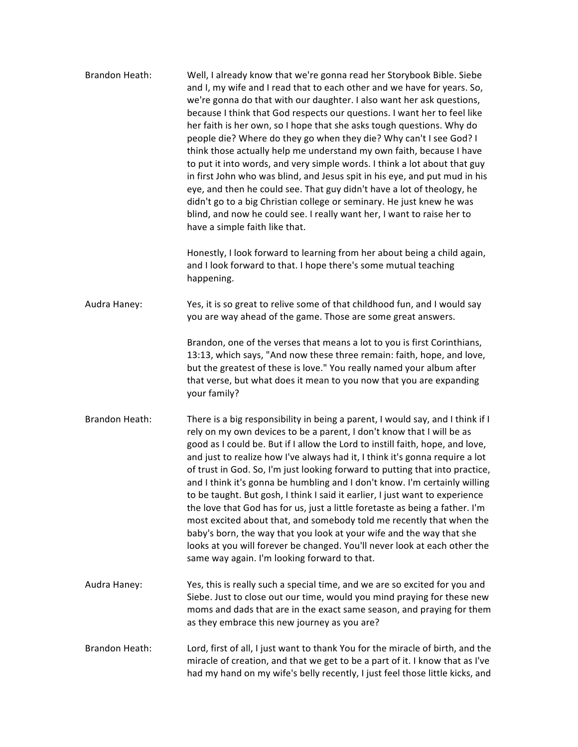**Brandon Heath:** Well, I already know that we're gonna read her Storybook Bible. Siebe and I, my wife and I read that to each other and we have for years. So, we're gonna do that with our daughter. I also want her ask questions, because I think that God respects our questions. I want her to feel like her faith is her own, so I hope that she asks tough questions. Why do people die? Where do they go when they die? Why can't I see God? I think those actually help me understand my own faith, because I have to put it into words, and very simple words. I think a lot about that guy in first John who was blind, and Jesus spit in his eye, and put mud in his eye, and then he could see. That guy didn't have a lot of theology, he didn't go to a big Christian college or seminary. He just knew he was blind, and now he could see. I really want her, I want to raise her to have a simple faith like that.

Honestly, I look forward to learning from her about being a child again, and I look forward to that. I hope there's some mutual teaching happening.

**Audra Haney:** Yes, it is so great to relive some of that childhood fun, and I would say you are way ahead of the game. Those are some great answers.

Brandon, one of the verses that means a lot to you is first Corinthians, 13:13, which says, "And now these three remain: faith, hope, and love, but the greatest of these is love." You really named your album after that verse, but what does it mean to you now that you are expanding your family?

**Brandon Heath:** There is a big responsibility in being a parent, I would say, and I think if I rely on my own devices to be a parent, I don't know that I will be as good as I could be. But if I allow the Lord to instill faith, hope, and love, and just to realize how I've always had it, I think it's gonna require a lot of trust in God. So, I'm just looking forward to putting that into practice, and I think it's gonna be humbling and I don't know. I'm certainly willing to be taught. But gosh, I think I said it earlier, I just want to experience the love that God has for us, just a little foretaste as being a father. I'm most excited about that, and somebody told me recently that when the baby's born, the way that you look at your wife and the way that she looks at you will forever be changed. You'll never look at each other the same way again. I'm looking forward to that.

**Audra Haney:** Yes, this is really such a special time, and we are so excited for you and Siebe. Just to close out our time, would you mind praying for these new moms and dads that are in the exact same season, and praying for them as they embrace this new journey as you are?

**Brandon Heath:** Lord, first of all, I just want to thank You for the miracle of birth, and the miracle of creation, and that we get to be a part of it. I know that as I've had my hand on my wife's belly recently, I just feel those little kicks, and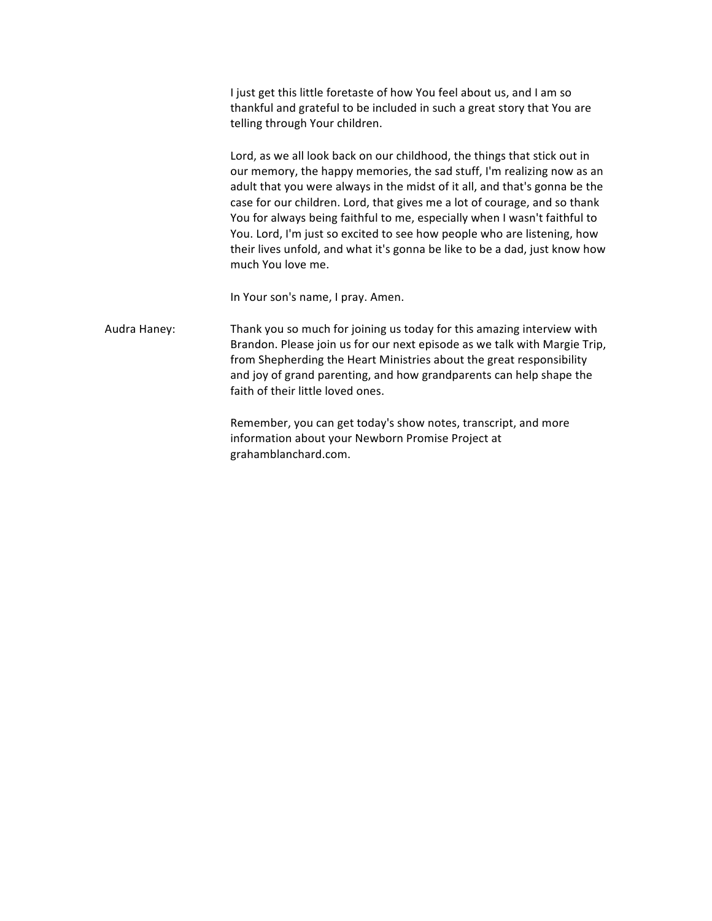I just get this little foretaste of how You feel about us, and I am so thankful and grateful to be included in such a great story that You are telling through Your children.

Lord, as we all look back on our childhood, the things that stick out in our memory, the happy memories, the sad stuff, I'm realizing now as an adult that you were always in the midst of it all, and that's gonna be the case for our children. Lord, that gives me a lot of courage, and so thank You for always being faithful to me, especially when I wasn't faithful to You. Lord, I'm just so excited to see how people who are listening, how their lives unfold, and what it's gonna be like to be a dad, just know how much You love me.

In Your son's name, I pray. Amen.

Audra Haney: Thank you so much for joining us today for this amazing interview with Brandon. Please join us for our next episode as we talk with Margie Trip, from Shepherding the Heart Ministries about the great responsibility and joy of grand parenting, and how grandparents can help shape the faith of their little loved ones.

Remember, you can get today's show notes, transcript, and more information about your Newborn Promise Project at grahamblanchard.com.